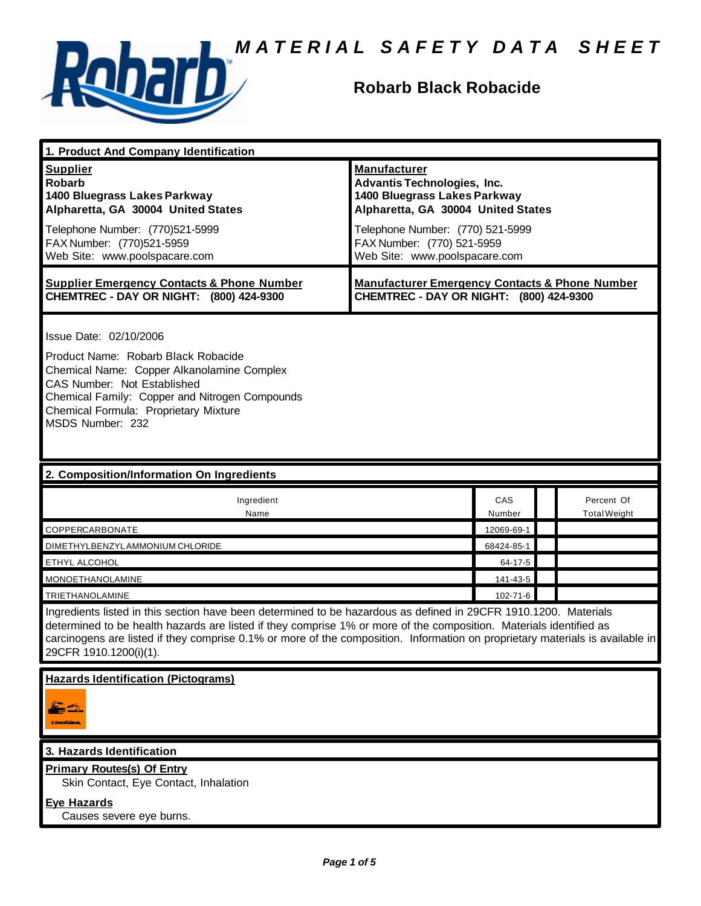# MATERIAL SAFETY DATA SHEET

## Robarb Black Robacide

## 1. Product And Company Identification

**Supplier**
**Robarb**
**1400 Bluegrass Lakes Parkway**
**Alpharetta, GA 30004 United States**

Telephone Number: (770)521-5999
FAX Number: (770)521-5959
Web Site: www.poolspacare.com

**Manufacturer**
**Advantis Technologies, Inc.**
**1400 Bluegrass Lakes Parkway**
**Alpharetta, GA 30004 United States**

Telephone Number: (770) 521-5999
FAX Number: (770) 521-5959
Web Site: www.poolspacare.com

**Supplier Emergency Contacts & Phone Number**
**CHEMTREC - DAY OR NIGHT: (800) 424-9300**

**Manufacturer Emergency Contacts & Phone Number**
**CHEMTREC - DAY OR NIGHT: (800) 424-9300**

Issue Date: 02/10/2006

Product Name: Robarb Black Robacide
Chemical Name: Copper Alkanolamine Complex
CAS Number: Not Established
Chemical Family: Copper and Nitrogen Compounds
Chemical Formula: Proprietary Mixture
MSDS Number: 232

## 2. Composition/Information On Ingredients

| Ingredient Name | CAS Number | | Percent Of Total Weight |
|---|---|---|---|
| COPPERCARBONATE | 12069-69-1 | | |
| DIMETHYLBENZYLAMMONIUM CHLORIDE | 68424-85-1 | | |
| ETHYL ALCOHOL | 64-17-5 | | |
| MONOETHANOLAMINE | 141-43-5 | | |
| TRIETHANOLAMINE | 102-71-6 | | |

Ingredients listed in this section have been determined to be hazardous as defined in 29CFR 1910.1200. Materials determined to be health hazards are listed if they comprise 1% or more of the composition. Materials identified as carcinogens are listed if they comprise 0.1% or more of the composition. Information on proprietary materials is available in 29CFR 1910.1200(i)(1).

**Hazards Identification (Pictograms)**

## 3. Hazards Identification

**Primary Routes(s) Of Entry**
Skin Contact, Eye Contact, Inhalation

**Eye Hazards**
Causes severe eye burns.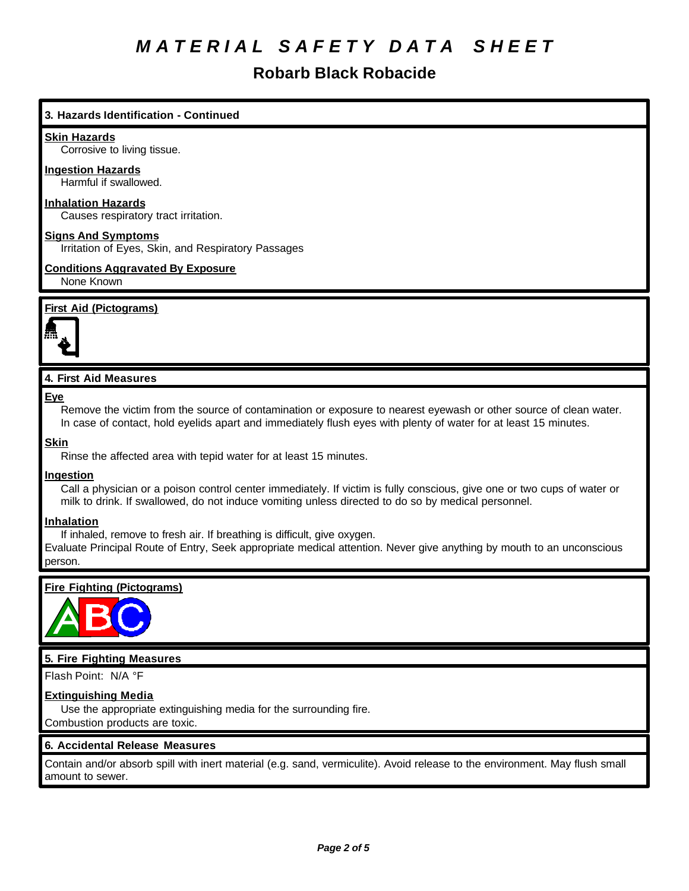# MATERIAL SAFETY DATA SHEET

## Robarb Black Robacide

### 3. Hazards Identification - Continued

**Skin Hazards**

Corrosive to living tissue.

**Ingestion Hazards**

Harmful if swallowed.

**Inhalation Hazards**

Causes respiratory tract irritation.

**Signs And Symptoms**

Irritation of Eyes, Skin, and Respiratory Passages

**Conditions Aggravated By Exposure**

None Known

**First Aid (Pictograms)**

### 4. First Aid Measures

**Eye**

Remove the victim from the source of contamination or exposure to nearest eyewash or other source of clean water. In case of contact, hold eyelids apart and immediately flush eyes with plenty of water for at least 15 minutes.

**Skin**

Rinse the affected area with tepid water for at least 15 minutes.

**Ingestion**

Call a physician or a poison control center immediately. If victim is fully conscious, give one or two cups of water or milk to drink. If swallowed, do not induce vomiting unless directed to do so by medical personnel.

**Inhalation**

If inhaled, remove to fresh air. If breathing is difficult, give oxygen.

Evaluate Principal Route of Entry, Seek appropriate medical attention. Never give anything by mouth to an unconscious person.

**Fire Fighting (Pictograms)**

### 5. Fire Fighting Measures

Flash Point: N/A °F

**Extinguishing Media**

Use the appropriate extinguishing media for the surrounding fire.

Combustion products are toxic.

### 6. Accidental Release Measures

Contain and/or absorb spill with inert material (e.g. sand, vermiculite). Avoid release to the environment. May flush small amount to sewer.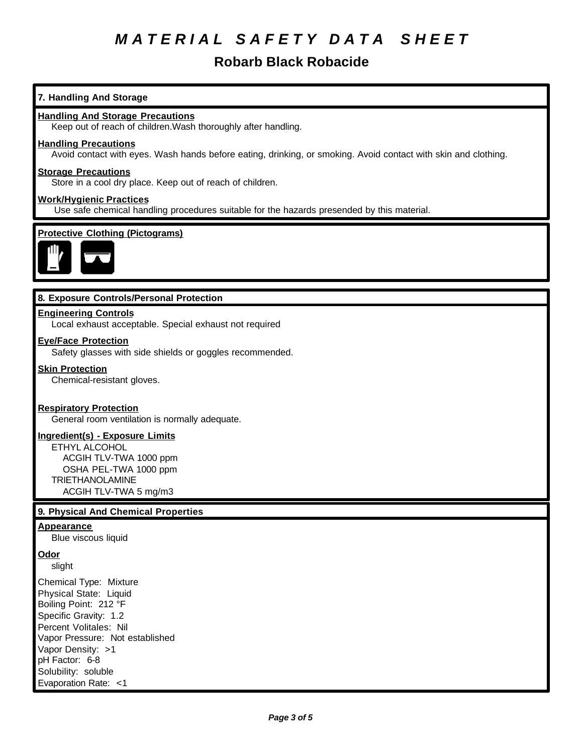# MATERIAL SAFETY DATA SHEET

## Robarb Black Robacide

### 7. Handling And Storage

**Handling And Storage Precautions**

Keep out of reach of children.Wash thoroughly after handling.

**Handling Precautions**

Avoid contact with eyes. Wash hands before eating, drinking, or smoking. Avoid contact with skin and clothing.

**Storage Precautions**

Store in a cool dry place. Keep out of reach of children.

**Work/Hygienic Practices**

Use safe chemical handling procedures suitable for the hazards presended by this material.

**Protective Clothing (Pictograms)**

### 8. Exposure Controls/Personal Protection

**Engineering Controls**

Local exhaust acceptable. Special exhaust not required

**Eye/Face Protection**

Safety glasses with side shields or goggles recommended.

**Skin Protection**

Chemical-resistant gloves.

**Respiratory Protection**

General room ventilation is normally adequate.

**Ingredient(s) - Exposure Limits**

ETHYL ALCOHOL
- ACGIH TLV-TWA 1000 ppm
- OSHA PEL-TWA 1000 ppm

TRIETHANOLAMINE
- ACGIH TLV-TWA 5 mg/m3

### 9. Physical And Chemical Properties

**Appearance**

Blue viscous liquid

**Odor**

slight

Chemical Type: Mixture
Physical State: Liquid
Boiling Point: 212 °F
Specific Gravity: 1.2
Percent Volitales: Nil
Vapor Pressure: Not established
Vapor Density: >1
pH Factor: 6-8
Solubility: soluble
Evaporation Rate: <1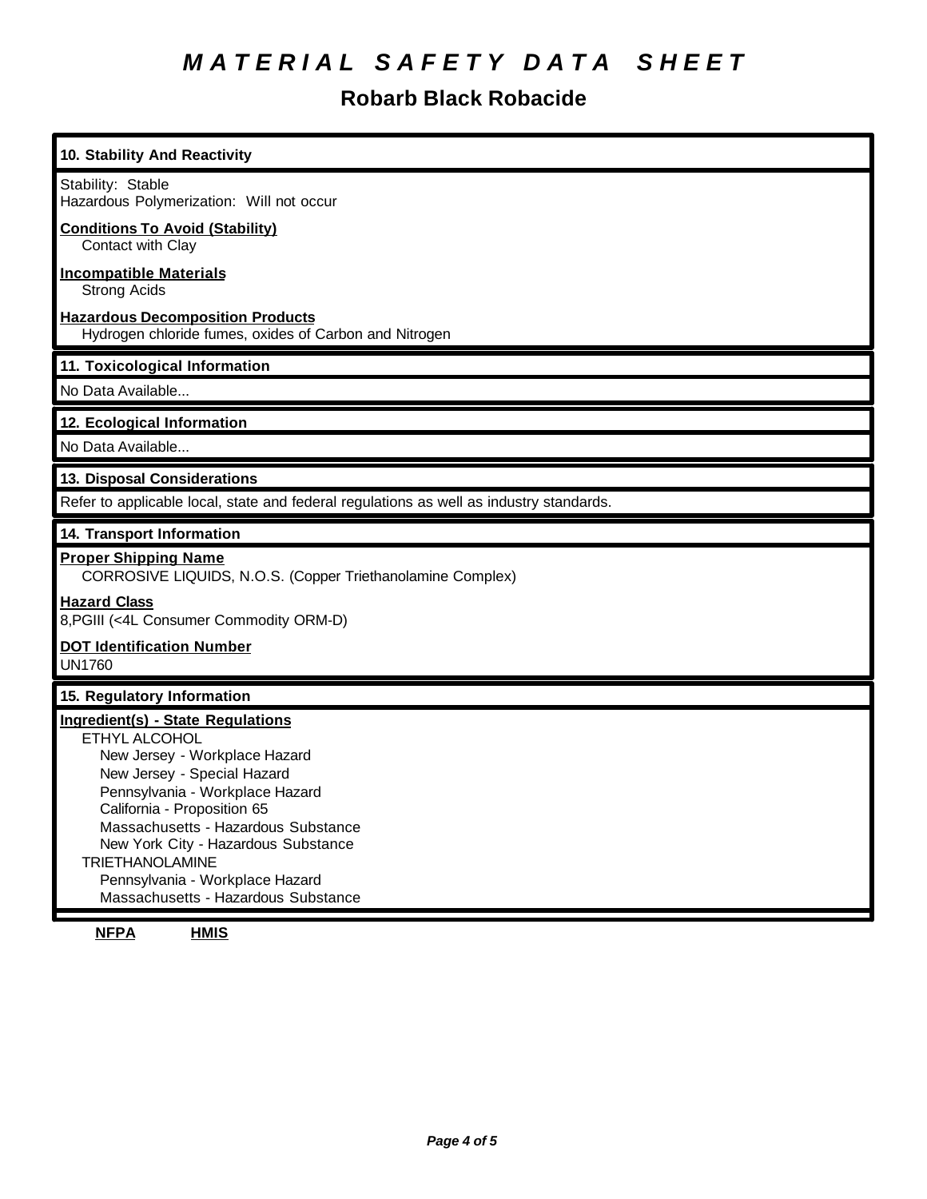# *MATERIAL SAFETY DATA SHEET*

## Robarb Black Robacide

### 10. Stability And Reactivity

Stability: Stable
Hazardous Polymerization: Will not occur

**Conditions To Avoid (Stability)**
Contact with Clay

**Incompatible Materials**
Strong Acids

**Hazardous Decomposition Products**
Hydrogen chloride fumes, oxides of Carbon and Nitrogen

### 11. Toxicological Information

No Data Available...

### 12. Ecological Information

No Data Available...

### 13. Disposal Considerations

Refer to applicable local, state and federal regulations as well as industry standards.

### 14. Transport Information

**Proper Shipping Name**
CORROSIVE LIQUIDS, N.O.S. (Copper Triethanolamine Complex)

**Hazard Class**
8,PGIII (<4L Consumer Commodity ORM-D)

**DOT Identification Number**
UN1760

### 15. Regulatory Information

**Ingredient(s) - State Regulations**

ETHYL ALCOHOL
- New Jersey - Workplace Hazard
- New Jersey - Special Hazard
- Pennsylvania - Workplace Hazard
- California - Proposition 65
- Massachusetts - Hazardous Substance
- New York City - Hazardous Substance

TRIETHANOLAMINE
- Pennsylvania - Workplace Hazard
- Massachusetts - Hazardous Substance

**NFPA** **HMIS**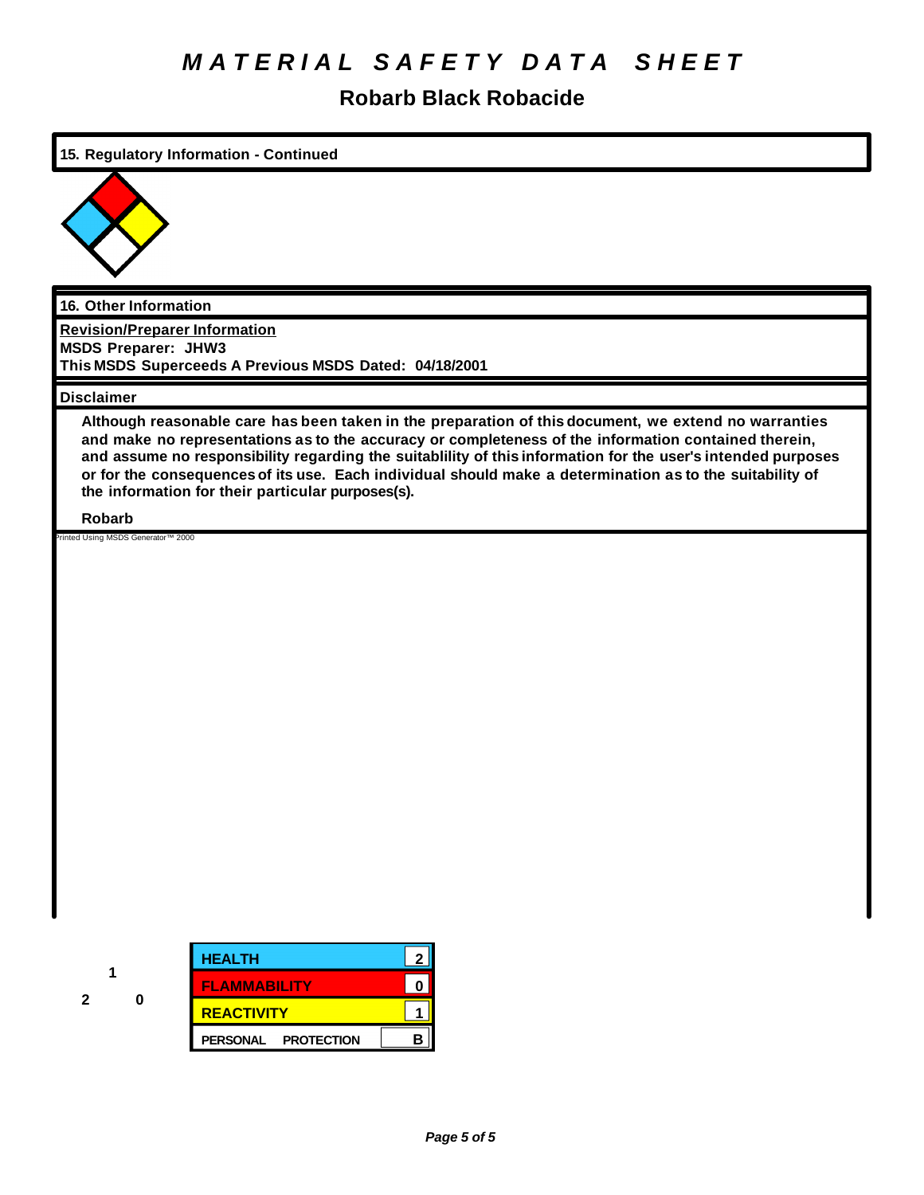# MATERIAL SAFETY DATA SHEET

## Robarb Black Robacide

### 15. Regulatory Information - Continued

### 16. Other Information

**Revision/Preparer Information**

**MSDS Preparer: JHW3**

**This MSDS Superceeds A Previous MSDS Dated: 04/18/2001**

**Disclaimer**

**Although reasonable care has been taken in the preparation of this document, we extend no warranties and make no representations as to the accuracy or completeness of the information contained therein, and assume no responsibility regarding the suitablility of this information for the user's intended purposes or for the consequences of its use. Each individual should make a determination as to the suitability of the information for their particular purposes(s).**

**Robarb**

Printed Using MSDS Generator™ 2000

1

2 0

| | |
|---|---|
| HEALTH | 2 |
| FLAMMABILITY | 0 |
| REACTIVITY | 1 |
| PERSONAL PROTECTION | B |